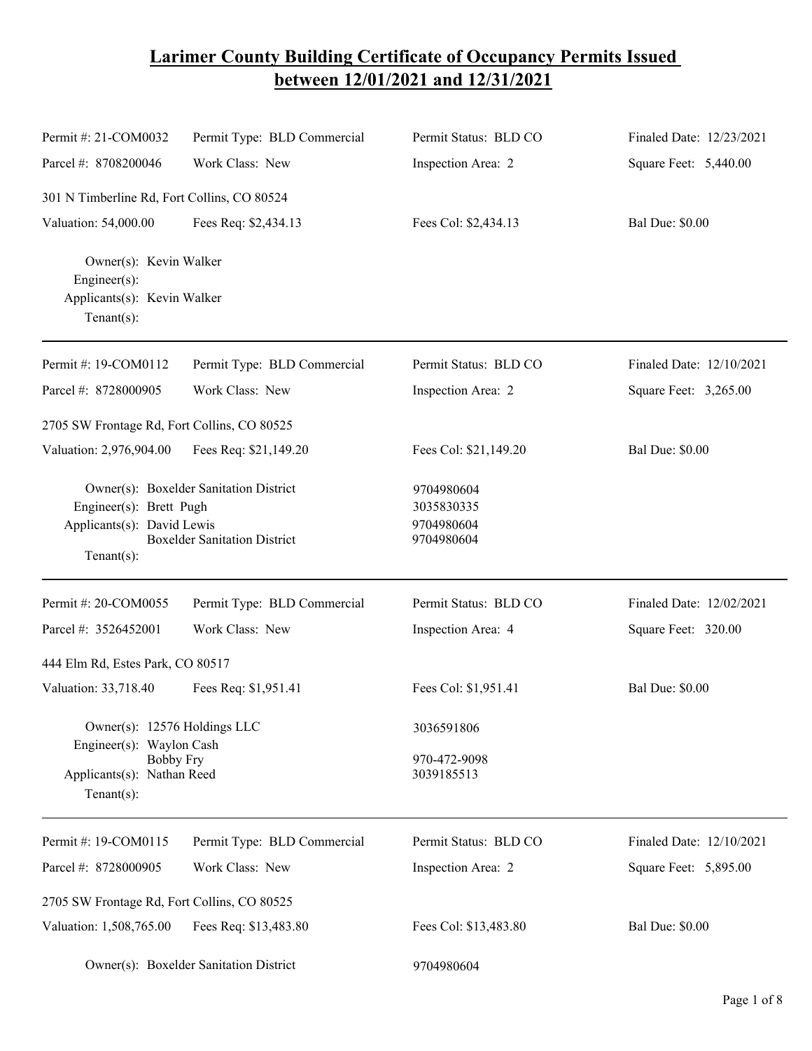# Larimer County Building Certificate of Occupancy Permits Issued between 12/01/2021 and 12/31/2021

| | | | |
|---|---|---|---|
| Permit #: 21-COM0032 | Permit Type: BLD Commercial | Permit Status: BLD CO | Finaled Date: 12/23/2021 |
| Parcel #: 8708200046 | Work Class: New | Inspection Area: 2 | Square Feet: 5,440.00 |

301 N Timberline Rd, Fort Collins, CO 80524

| | | | |
|---|---|---|---|
| Valuation: 54,000.00 | Fees Req: $2,434.13 | Fees Col: $2,434.13 | Bal Due: $0.00 |

Owner(s): Kevin Walker
Engineer(s):
Applicants(s): Kevin Walker
Tenant(s):

---

| | | | |
|---|---|---|---|
| Permit #: 19-COM0112 | Permit Type: BLD Commercial | Permit Status: BLD CO | Finaled Date: 12/10/2021 |
| Parcel #: 8728000905 | Work Class: New | Inspection Area: 2 | Square Feet: 3,265.00 |

2705 SW Frontage Rd, Fort Collins, CO 80525

| | | | |
|---|---|---|---|
| Valuation: 2,976,904.00 | Fees Req: $21,149.20 | Fees Col: $21,149.20 | Bal Due: $0.00 |

Owner(s): Boxelder Sanitation District — 9704980604
Engineer(s): Brett Pugh — 3035830335
Applicants(s): David Lewis — 9704980604
Boxelder Sanitation District — 9704980604
Tenant(s):

---

| | | | |
|---|---|---|---|
| Permit #: 20-COM0055 | Permit Type: BLD Commercial | Permit Status: BLD CO | Finaled Date: 12/02/2021 |
| Parcel #: 3526452001 | Work Class: New | Inspection Area: 4 | Square Feet: 320.00 |

444 Elm Rd, Estes Park, CO 80517

| | | | |
|---|---|---|---|
| Valuation: 33,718.40 | Fees Req: $1,951.41 | Fees Col: $1,951.41 | Bal Due: $0.00 |

Owner(s): 12576 Holdings LLC — 3036591806
Engineer(s): Waylon Cash
Bobby Fry — 970-472-9098
Applicants(s): Nathan Reed — 3039185513
Tenant(s):

---

| | | | |
|---|---|---|---|
| Permit #: 19-COM0115 | Permit Type: BLD Commercial | Permit Status: BLD CO | Finaled Date: 12/10/2021 |
| Parcel #: 8728000905 | Work Class: New | Inspection Area: 2 | Square Feet: 5,895.00 |

2705 SW Frontage Rd, Fort Collins, CO 80525

| | | | |
|---|---|---|---|
| Valuation: 1,508,765.00 | Fees Req: $13,483.80 | Fees Col: $13,483.80 | Bal Due: $0.00 |

Owner(s): Boxelder Sanitation District — 9704980604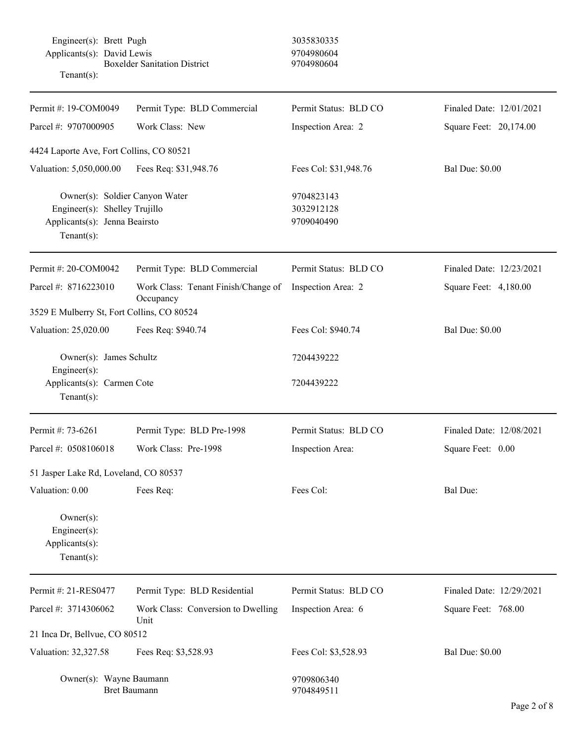Engineer(s): Brett Pugh 3035830335
Applicants(s): David Lewis 9704980604
Boxelder Sanitation District 9704980604
Tenant(s):

---

| Permit #: 19-COM0049 | Permit Type: BLD Commercial | Permit Status: BLD CO | Finaled Date: 12/01/2021 |
|---|---|---|---|
| Parcel #: 9707000905 | Work Class: New | Inspection Area: 2 | Square Feet: 20,174.00 |

4424 Laporte Ave, Fort Collins, CO 80521

| Valuation: 5,050,000.00 | Fees Req: $31,948.76 | Fees Col: $31,948.76 | Bal Due: $0.00 |
|---|---|---|---|

Owner(s): Soldier Canyon Water 9704823143
Engineer(s): Shelley Trujillo 3032912128
Applicants(s): Jenna Beairsto 9709040490
Tenant(s):

---

| Permit #: 20-COM0042 | Permit Type: BLD Commercial | Permit Status: BLD CO | Finaled Date: 12/23/2021 |
|---|---|---|---|
| Parcel #: 8716223010 | Work Class: Tenant Finish/Change of Occupancy | Inspection Area: 2 | Square Feet: 4,180.00 |

3529 E Mulberry St, Fort Collins, CO 80524

| Valuation: 25,020.00 | Fees Req: $940.74 | Fees Col: $940.74 | Bal Due: $0.00 |
|---|---|---|---|

Owner(s): James Schultz 7204439222
Engineer(s):
Applicants(s): Carmen Cote 7204439222
Tenant(s):

---

| Permit #: 73-6261 | Permit Type: BLD Pre-1998 | Permit Status: BLD CO | Finaled Date: 12/08/2021 |
|---|---|---|---|
| Parcel #: 0508106018 | Work Class: Pre-1998 | Inspection Area: | Square Feet: 0.00 |

51 Jasper Lake Rd, Loveland, CO 80537

| Valuation: 0.00 | Fees Req: | Fees Col: | Bal Due: |
|---|---|---|---|

Owner(s):
Engineer(s):
Applicants(s):
Tenant(s):

---

| Permit #: 21-RES0477 | Permit Type: BLD Residential | Permit Status: BLD CO | Finaled Date: 12/29/2021 |
|---|---|---|---|
| Parcel #: 3714306062 | Work Class: Conversion to Dwelling Unit | Inspection Area: 6 | Square Feet: 768.00 |

21 Inca Dr, Bellvue, CO 80512

| Valuation: 32,327.58 | Fees Req: $3,528.93 | Fees Col: $3,528.93 | Bal Due: $0.00 |
|---|---|---|---|

Owner(s): Wayne Baumann 9709806340
Bret Baumann 9704849511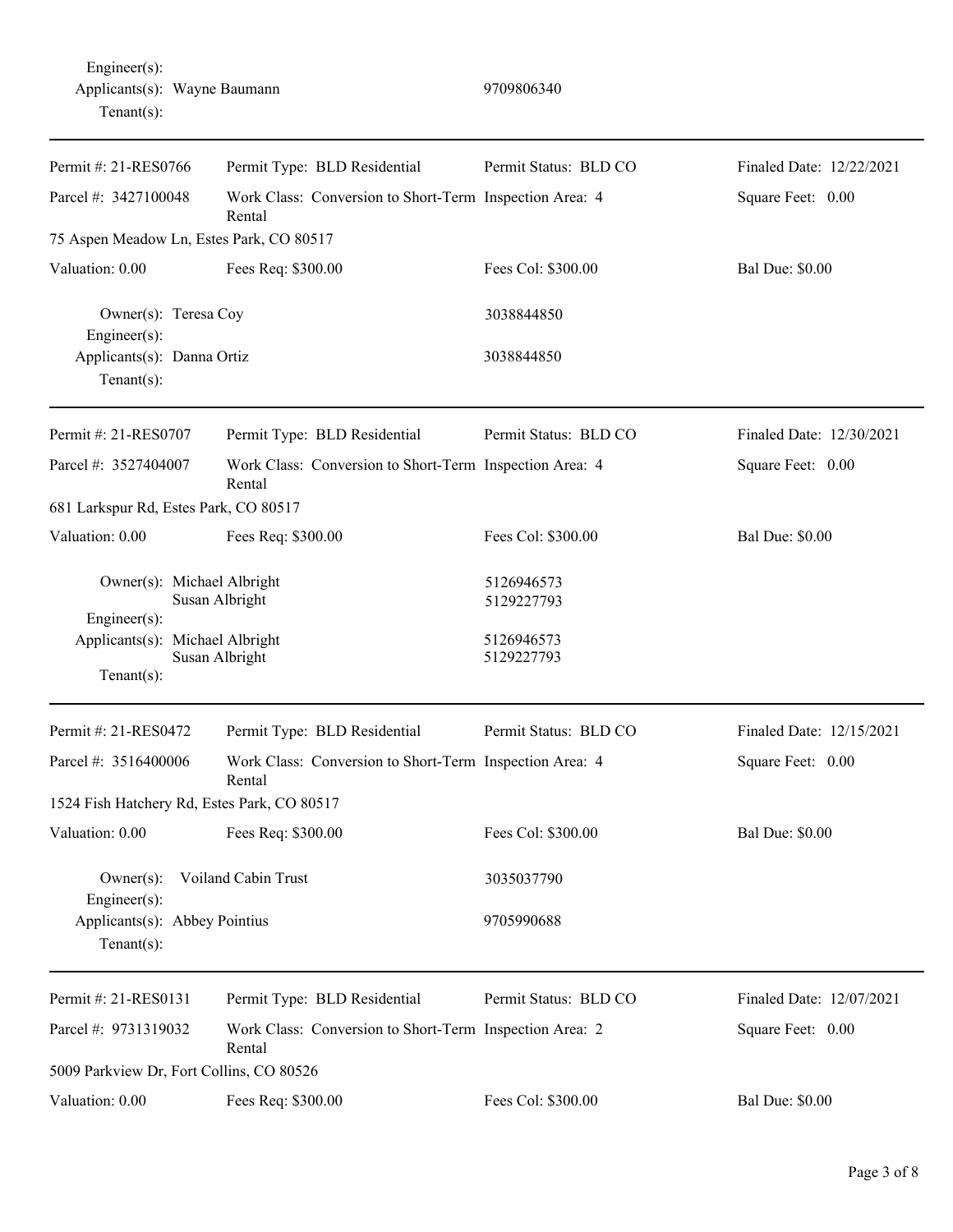Engineer(s):
Applicants(s): Wayne Baumann 9709806340
Tenant(s):

---

| Permit #: 21-RES0766 | Permit Type: BLD Residential | Permit Status: BLD CO | Finaled Date: 12/22/2021 |
|---|---|---|---|
| Parcel #: 3427100048 | Work Class: Conversion to Short-Term Rental | Inspection Area: 4 | Square Feet: 0.00 |
| 75 Aspen Meadow Ln, Estes Park, CO 80517 | | | |
| Valuation: 0.00 | Fees Req: $300.00 | Fees Col: $300.00 | Bal Due: $0.00 |

Owner(s): Teresa Coy 3038844850
Engineer(s):
Applicants(s): Danna Ortiz 3038844850
Tenant(s):

---

| Permit #: 21-RES0707 | Permit Type: BLD Residential | Permit Status: BLD CO | Finaled Date: 12/30/2021 |
|---|---|---|---|
| Parcel #: 3527404007 | Work Class: Conversion to Short-Term Rental | Inspection Area: 4 | Square Feet: 0.00 |
| 681 Larkspur Rd, Estes Park, CO 80517 | | | |
| Valuation: 0.00 | Fees Req: $300.00 | Fees Col: $300.00 | Bal Due: $0.00 |

Owner(s): Michael Albright 5126946573
Susan Albright 5129227793
Engineer(s):
Applicants(s): Michael Albright 5126946573
Susan Albright 5129227793
Tenant(s):

---

| Permit #: 21-RES0472 | Permit Type: BLD Residential | Permit Status: BLD CO | Finaled Date: 12/15/2021 |
|---|---|---|---|
| Parcel #: 3516400006 | Work Class: Conversion to Short-Term Rental | Inspection Area: 4 | Square Feet: 0.00 |
| 1524 Fish Hatchery Rd, Estes Park, CO 80517 | | | |
| Valuation: 0.00 | Fees Req: $300.00 | Fees Col: $300.00 | Bal Due: $0.00 |

Owner(s): Voiland Cabin Trust 3035037790
Engineer(s):
Applicants(s): Abbey Pointius 9705990688
Tenant(s):

---

| Permit #: 21-RES0131 | Permit Type: BLD Residential | Permit Status: BLD CO | Finaled Date: 12/07/2021 |
|---|---|---|---|
| Parcel #: 9731319032 | Work Class: Conversion to Short-Term Rental | Inspection Area: 2 | Square Feet: 0.00 |
| 5009 Parkview Dr, Fort Collins, CO 80526 | | | |
| Valuation: 0.00 | Fees Req: $300.00 | Fees Col: $300.00 | Bal Due: $0.00 |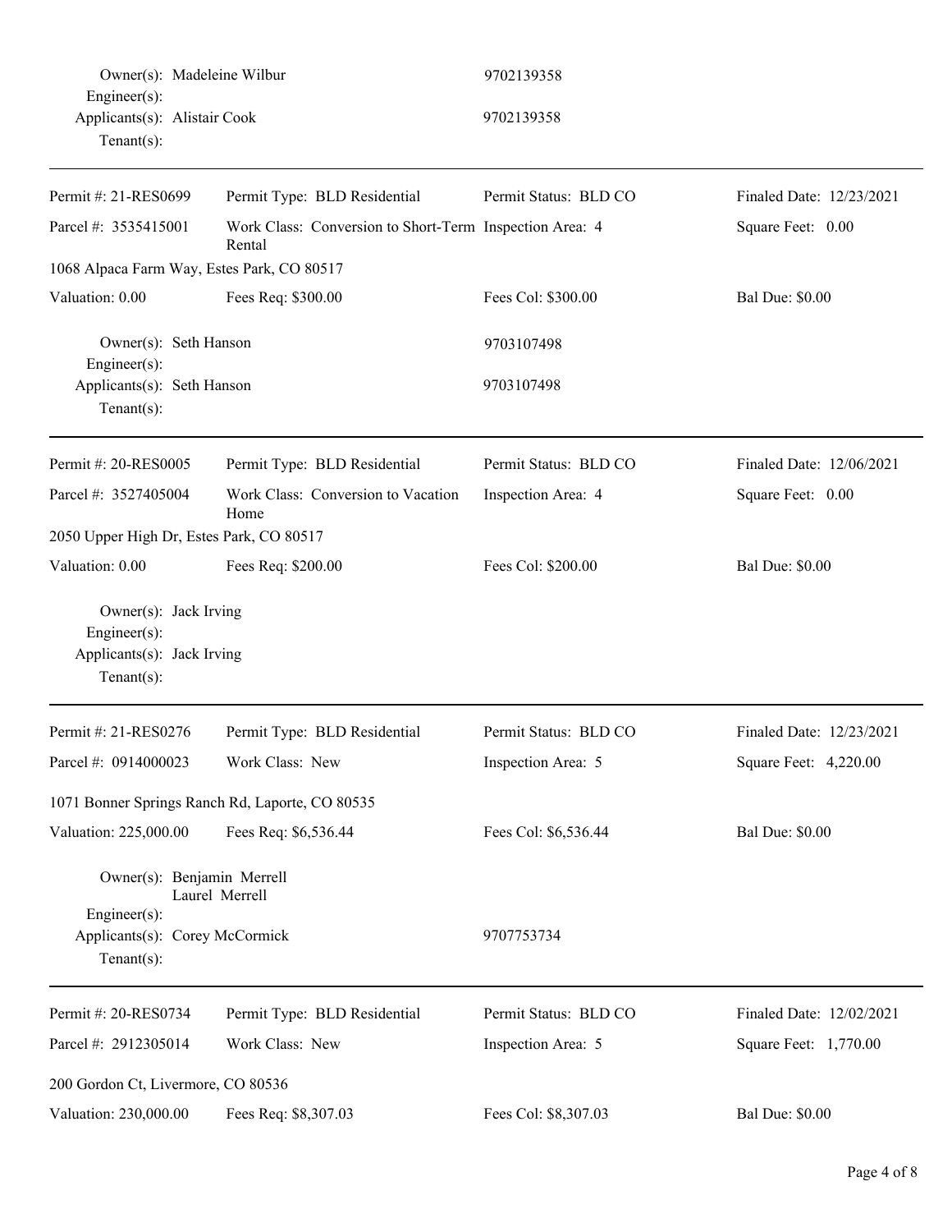Owner(s): Madeleine Wilbur 9702139358
Engineer(s):
Applicants(s): Alistair Cook 9702139358
Tenant(s):

---

| Permit #: 21-RES0699 | Permit Type: BLD Residential | Permit Status: BLD CO | Finaled Date: 12/23/2021 |
|---|---|---|---|
| Parcel #: 3535415001 | Work Class: Conversion to Short-Term Rental | Inspection Area: 4 | Square Feet: 0.00 |

1068 Alpaca Farm Way, Estes Park, CO 80517

| Valuation: 0.00 | Fees Req: $300.00 | Fees Col: $300.00 | Bal Due: $0.00 |
|---|---|---|---|

Owner(s): Seth Hanson 9703107498
Engineer(s):
Applicants(s): Seth Hanson 9703107498
Tenant(s):

---

| Permit #: 20-RES0005 | Permit Type: BLD Residential | Permit Status: BLD CO | Finaled Date: 12/06/2021 |
|---|---|---|---|
| Parcel #: 3527405004 | Work Class: Conversion to Vacation Home | Inspection Area: 4 | Square Feet: 0.00 |

2050 Upper High Dr, Estes Park, CO 80517

| Valuation: 0.00 | Fees Req: $200.00 | Fees Col: $200.00 | Bal Due: $0.00 |
|---|---|---|---|

Owner(s): Jack Irving
Engineer(s):
Applicants(s): Jack Irving
Tenant(s):

---

| Permit #: 21-RES0276 | Permit Type: BLD Residential | Permit Status: BLD CO | Finaled Date: 12/23/2021 |
|---|---|---|---|
| Parcel #: 0914000023 | Work Class: New | Inspection Area: 5 | Square Feet: 4,220.00 |

1071 Bonner Springs Ranch Rd, Laporte, CO 80535

| Valuation: 225,000.00 | Fees Req: $6,536.44 | Fees Col: $6,536.44 | Bal Due: $0.00 |
|---|---|---|---|

Owner(s): Benjamin Merrell
Laurel Merrell
Engineer(s):
Applicants(s): Corey McCormick 9707753734
Tenant(s):

---

| Permit #: 20-RES0734 | Permit Type: BLD Residential | Permit Status: BLD CO | Finaled Date: 12/02/2021 |
|---|---|---|---|
| Parcel #: 2912305014 | Work Class: New | Inspection Area: 5 | Square Feet: 1,770.00 |

200 Gordon Ct, Livermore, CO 80536

| Valuation: 230,000.00 | Fees Req: $8,307.03 | Fees Col: $8,307.03 | Bal Due: $0.00 |
|---|---|---|---|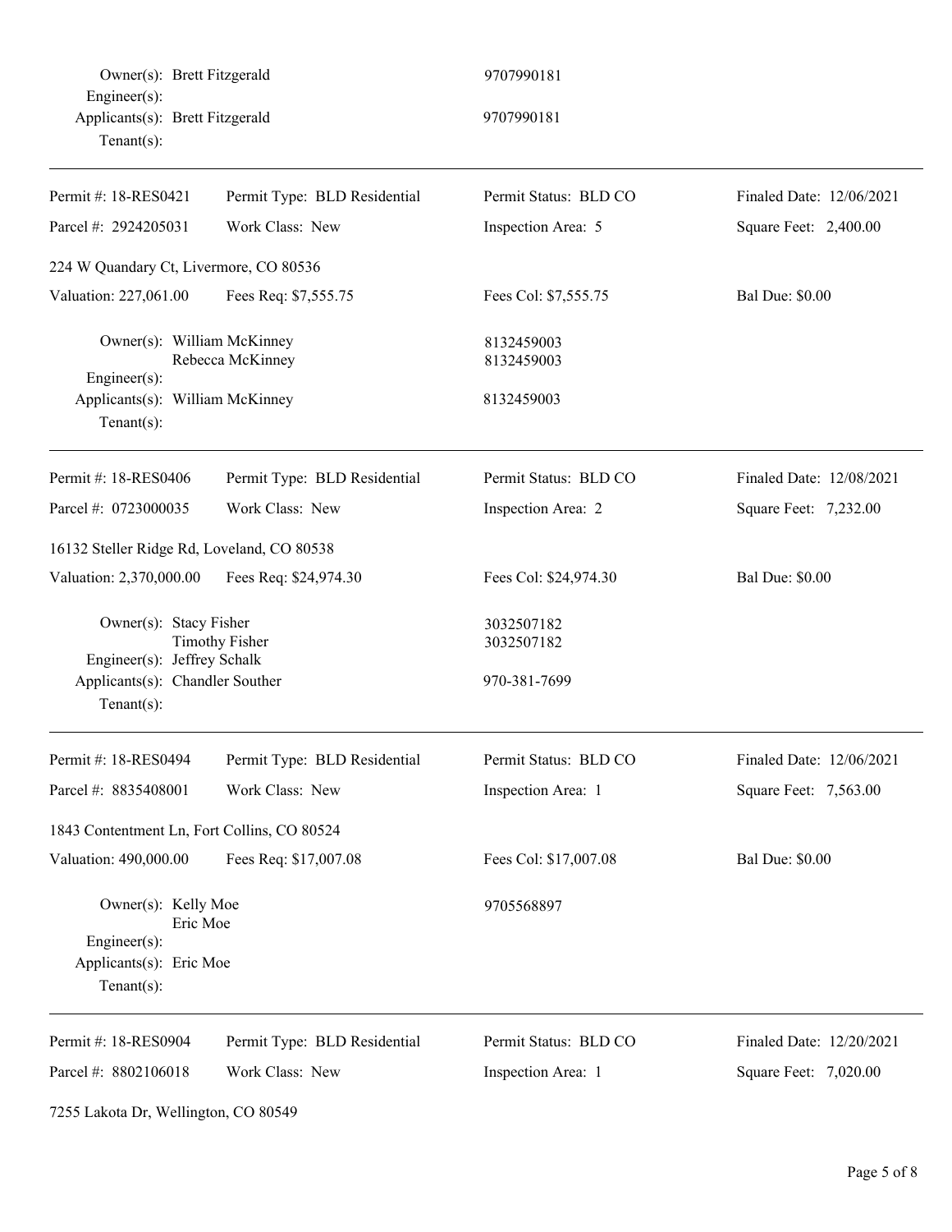Owner(s): Brett Fitzgerald 9707990181
Engineer(s):
Applicants(s): Brett Fitzgerald 9707990181
Tenant(s):

---

| Permit #: 18-RES0421 | Permit Type: BLD Residential | Permit Status: BLD CO | Finaled Date: 12/06/2021 |
|---|---|---|---|
| Parcel #: 2924205031 | Work Class: New | Inspection Area: 5 | Square Feet: 2,400.00 |

224 W Quandary Ct, Livermore, CO 80536

| Valuation: 227,061.00 | Fees Req: $7,555.75 | Fees Col: $7,555.75 | Bal Due: $0.00 |
|---|---|---|---|

Owner(s): William McKinney 8132459003
Rebecca McKinney 8132459003
Engineer(s):
Applicants(s): William McKinney 8132459003
Tenant(s):

---

| Permit #: 18-RES0406 | Permit Type: BLD Residential | Permit Status: BLD CO | Finaled Date: 12/08/2021 |
|---|---|---|---|
| Parcel #: 0723000035 | Work Class: New | Inspection Area: 2 | Square Feet: 7,232.00 |

16132 Steller Ridge Rd, Loveland, CO 80538

| Valuation: 2,370,000.00 | Fees Req: $24,974.30 | Fees Col: $24,974.30 | Bal Due: $0.00 |
|---|---|---|---|

Owner(s): Stacy Fisher 3032507182
Timothy Fisher 3032507182
Engineer(s): Jeffrey Schalk
Applicants(s): Chandler Souther 970-381-7699
Tenant(s):

---

| Permit #: 18-RES0494 | Permit Type: BLD Residential | Permit Status: BLD CO | Finaled Date: 12/06/2021 |
|---|---|---|---|
| Parcel #: 8835408001 | Work Class: New | Inspection Area: 1 | Square Feet: 7,563.00 |

1843 Contentment Ln, Fort Collins, CO 80524

| Valuation: 490,000.00 | Fees Req: $17,007.08 | Fees Col: $17,007.08 | Bal Due: $0.00 |
|---|---|---|---|

Owner(s): Kelly Moe 9705568897
Eric Moe
Engineer(s):
Applicants(s): Eric Moe
Tenant(s):

---

| Permit #: 18-RES0904 | Permit Type: BLD Residential | Permit Status: BLD CO | Finaled Date: 12/20/2021 |
|---|---|---|---|
| Parcel #: 8802106018 | Work Class: New | Inspection Area: 1 | Square Feet: 7,020.00 |

7255 Lakota Dr, Wellington, CO 80549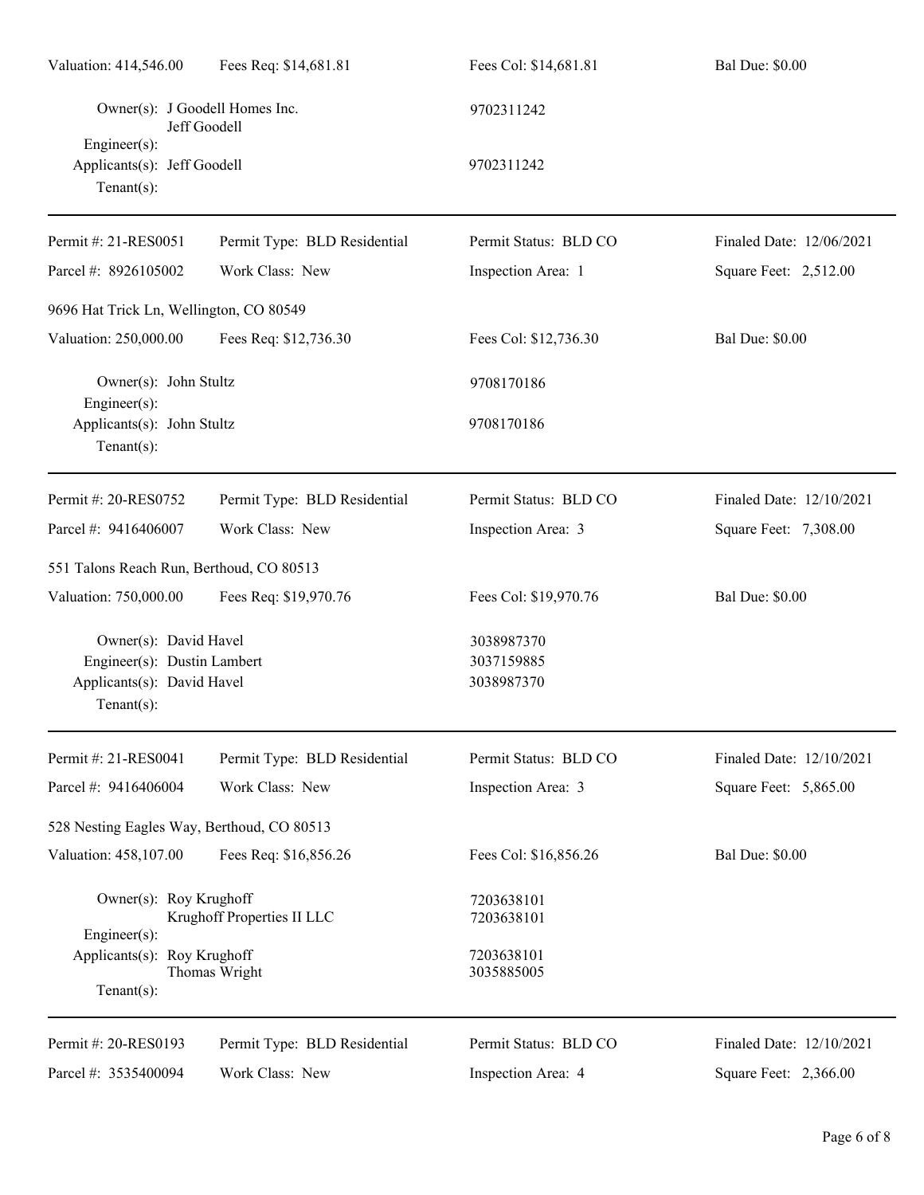| | | | |
|---|---|---|---|
| Valuation: 414,546.00 | Fees Req: $14,681.81 | Fees Col: $14,681.81 | Bal Due: $0.00 |

Owner(s): J Goodell Homes Inc. — 9702311242
Jeff Goodell
Engineer(s):
Applicants(s): Jeff Goodell — 9702311242
Tenant(s):

---

| | | | |
|---|---|---|---|
| Permit #: 21-RES0051 | Permit Type: BLD Residential | Permit Status: BLD CO | Finaled Date: 12/06/2021 |
| Parcel #: 8926105002 | Work Class: New | Inspection Area: 1 | Square Feet: 2,512.00 |

9696 Hat Trick Ln, Wellington, CO 80549

| | | | |
|---|---|---|---|
| Valuation: 250,000.00 | Fees Req: $12,736.30 | Fees Col: $12,736.30 | Bal Due: $0.00 |

Owner(s): John Stultz — 9708170186
Engineer(s):
Applicants(s): John Stultz — 9708170186
Tenant(s):

---

| | | | |
|---|---|---|---|
| Permit #: 20-RES0752 | Permit Type: BLD Residential | Permit Status: BLD CO | Finaled Date: 12/10/2021 |
| Parcel #: 9416406007 | Work Class: New | Inspection Area: 3 | Square Feet: 7,308.00 |

551 Talons Reach Run, Berthoud, CO 80513

| | | | |
|---|---|---|---|
| Valuation: 750,000.00 | Fees Req: $19,970.76 | Fees Col: $19,970.76 | Bal Due: $0.00 |

Owner(s): David Havel — 3038987370
Engineer(s): Dustin Lambert — 3037159885
Applicants(s): David Havel — 3038987370
Tenant(s):

---

| | | | |
|---|---|---|---|
| Permit #: 21-RES0041 | Permit Type: BLD Residential | Permit Status: BLD CO | Finaled Date: 12/10/2021 |
| Parcel #: 9416406004 | Work Class: New | Inspection Area: 3 | Square Feet: 5,865.00 |

528 Nesting Eagles Way, Berthoud, CO 80513

| | | | |
|---|---|---|---|
| Valuation: 458,107.00 | Fees Req: $16,856.26 | Fees Col: $16,856.26 | Bal Due: $0.00 |

Owner(s): Roy Krughoff — 7203638101
Krughoff Properties II LLC — 7203638101
Engineer(s):
Applicants(s): Roy Krughoff — 7203638101
Thomas Wright — 3035885005
Tenant(s):

---

| | | | |
|---|---|---|---|
| Permit #: 20-RES0193 | Permit Type: BLD Residential | Permit Status: BLD CO | Finaled Date: 12/10/2021 |
| Parcel #: 3535400094 | Work Class: New | Inspection Area: 4 | Square Feet: 2,366.00 |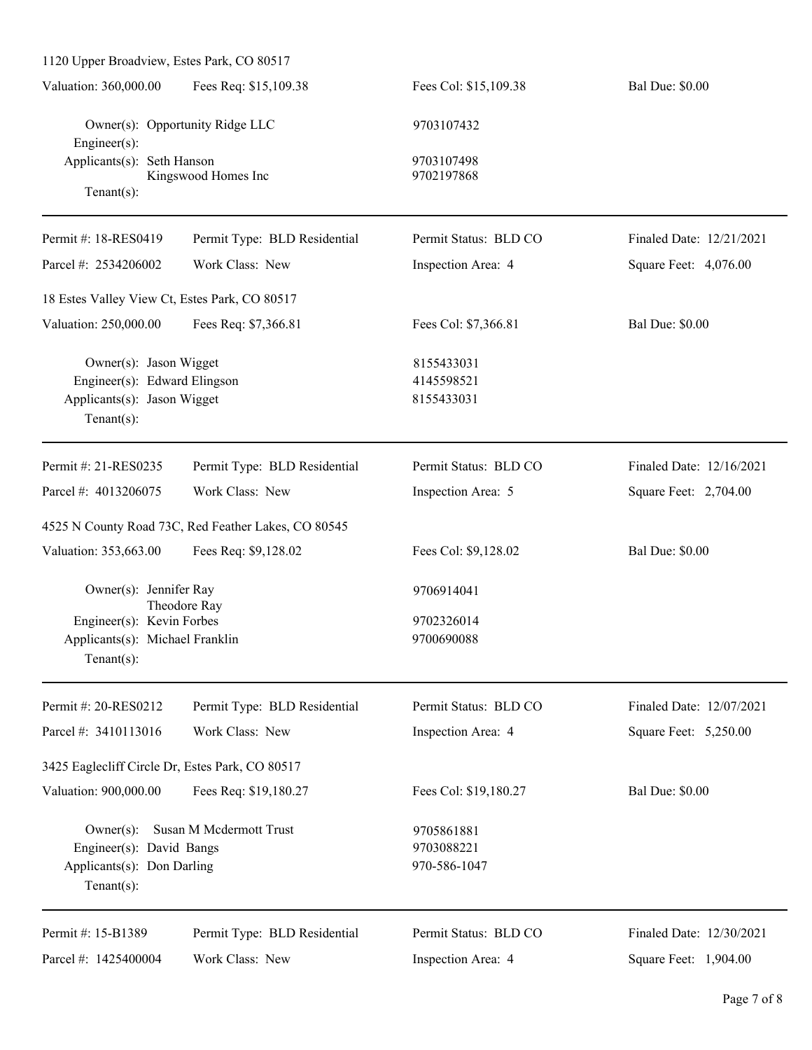1120 Upper Broadview, Estes Park, CO 80517

| Valuation: 360,000.00 | Fees Req: $15,109.38 | Fees Col: $15,109.38 | Bal Due: $0.00 |
|---|---|---|---|

Owner(s): Opportunity Ridge LLC — 9703107432
Engineer(s):
Applicants(s): Seth Hanson — 9703107498
Kingswood Homes Inc — 9702197868
Tenant(s):

---

| Permit #: 18-RES0419 | Permit Type: BLD Residential | Permit Status: BLD CO | Finaled Date: 12/21/2021 |
|---|---|---|---|
| Parcel #: 2534206002 | Work Class: New | Inspection Area: 4 | Square Feet: 4,076.00 |

18 Estes Valley View Ct, Estes Park, CO 80517

| Valuation: 250,000.00 | Fees Req: $7,366.81 | Fees Col: $7,366.81 | Bal Due: $0.00 |
|---|---|---|---|

Owner(s): Jason Wigget — 8155433031
Engineer(s): Edward Elingson — 4145598521
Applicants(s): Jason Wigget — 8155433031
Tenant(s):

---

| Permit #: 21-RES0235 | Permit Type: BLD Residential | Permit Status: BLD CO | Finaled Date: 12/16/2021 |
|---|---|---|---|
| Parcel #: 4013206075 | Work Class: New | Inspection Area: 5 | Square Feet: 2,704.00 |

4525 N County Road 73C, Red Feather Lakes, CO 80545

| Valuation: 353,663.00 | Fees Req: $9,128.02 | Fees Col: $9,128.02 | Bal Due: $0.00 |
|---|---|---|---|

Owner(s): Jennifer Ray — 9706914041
Theodore Ray
Engineer(s): Kevin Forbes — 9702326014
Applicants(s): Michael Franklin — 9700690088
Tenant(s):

---

| Permit #: 20-RES0212 | Permit Type: BLD Residential | Permit Status: BLD CO | Finaled Date: 12/07/2021 |
|---|---|---|---|
| Parcel #: 3410113016 | Work Class: New | Inspection Area: 4 | Square Feet: 5,250.00 |

3425 Eaglecliff Circle Dr, Estes Park, CO 80517

| Valuation: 900,000.00 | Fees Req: $19,180.27 | Fees Col: $19,180.27 | Bal Due: $0.00 |
|---|---|---|---|

Owner(s): Susan M Mcdermott Trust — 9705861881
Engineer(s): David Bangs — 9703088221
Applicants(s): Don Darling — 970-586-1047
Tenant(s):

---

| Permit #: 15-B1389 | Permit Type: BLD Residential | Permit Status: BLD CO | Finaled Date: 12/30/2021 |
|---|---|---|---|
| Parcel #: 1425400004 | Work Class: New | Inspection Area: 4 | Square Feet: 1,904.00 |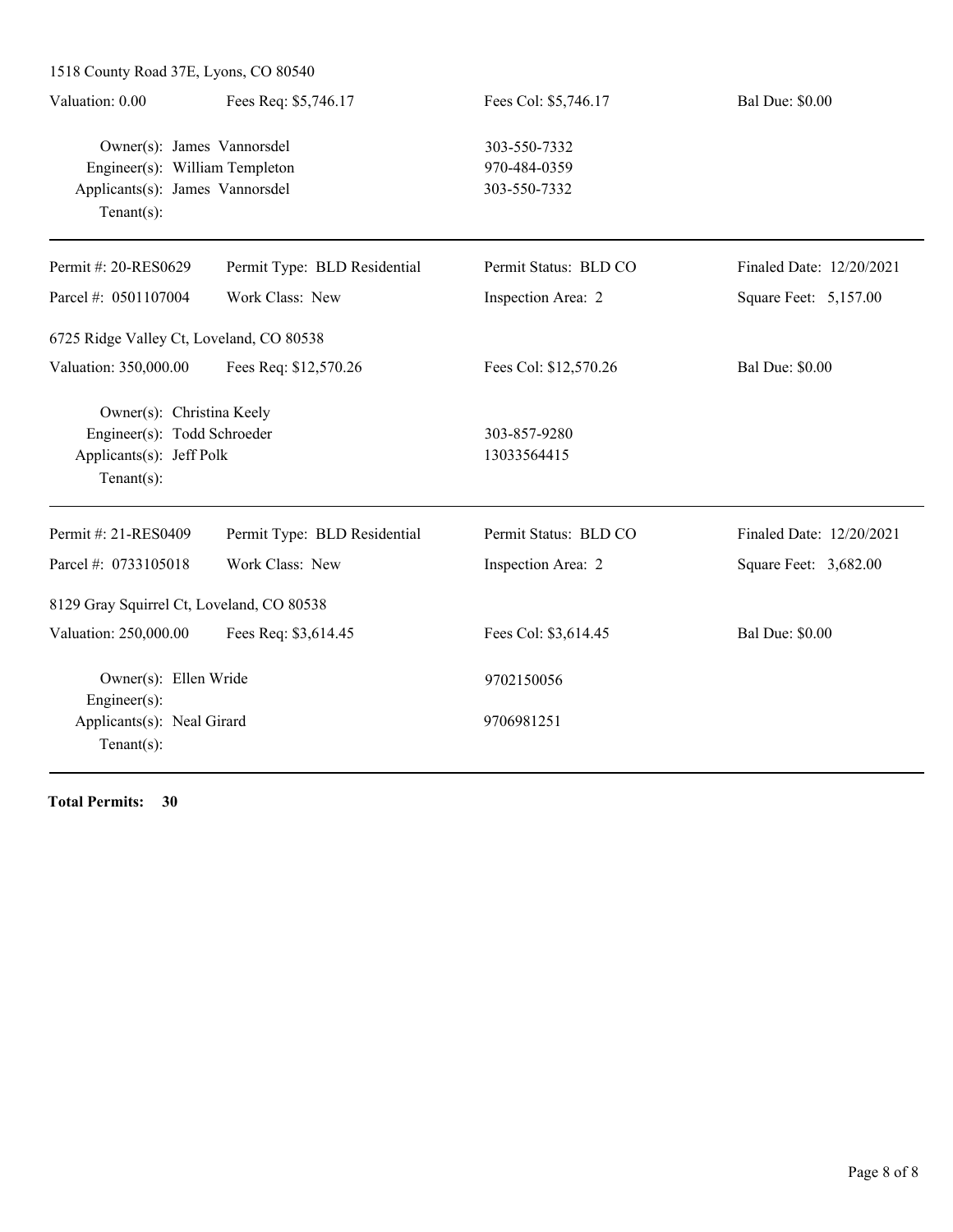1518 County Road 37E, Lyons, CO 80540

| | | | |
|---|---|---|---|
| Valuation: 0.00 | Fees Req: $5,746.17 | Fees Col: $5,746.17 | Bal Due: $0.00 |

Owner(s): James Vannorsdel — 303-550-7332
Engineer(s): William Templeton — 970-484-0359
Applicants(s): James Vannorsdel — 303-550-7332
Tenant(s):

---

| | | | |
|---|---|---|---|
| Permit #: 20-RES0629 | Permit Type: BLD Residential | Permit Status: BLD CO | Finaled Date: 12/20/2021 |
| Parcel #: 0501107004 | Work Class: New | Inspection Area: 2 | Square Feet: 5,157.00 |

6725 Ridge Valley Ct, Loveland, CO 80538

| | | | |
|---|---|---|---|
| Valuation: 350,000.00 | Fees Req: $12,570.26 | Fees Col: $12,570.26 | Bal Due: $0.00 |

Owner(s): Christina Keely
Engineer(s): Todd Schroeder — 303-857-9280
Applicants(s): Jeff Polk — 13033564415
Tenant(s):

---

| | | | |
|---|---|---|---|
| Permit #: 21-RES0409 | Permit Type: BLD Residential | Permit Status: BLD CO | Finaled Date: 12/20/2021 |
| Parcel #: 0733105018 | Work Class: New | Inspection Area: 2 | Square Feet: 3,682.00 |

8129 Gray Squirrel Ct, Loveland, CO 80538

| | | | |
|---|---|---|---|
| Valuation: 250,000.00 | Fees Req: $3,614.45 | Fees Col: $3,614.45 | Bal Due: $0.00 |

Owner(s): Ellen Wride — 9702150056
Engineer(s):
Applicants(s): Neal Girard — 9706981251
Tenant(s):

---

**Total Permits: 30**